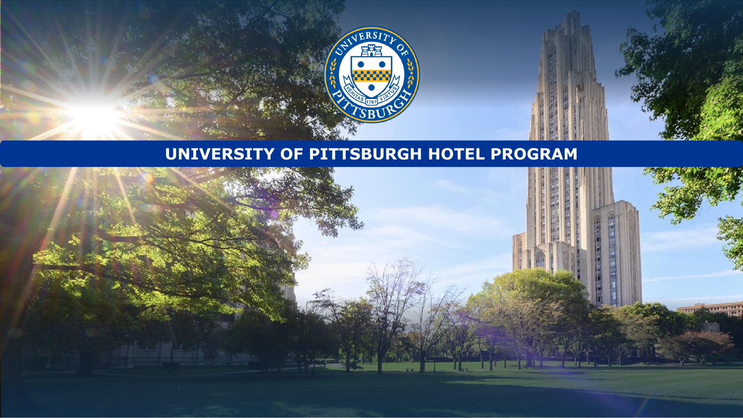# UNIVERSITY OF PITTSBURGH HOTEL PROGRAM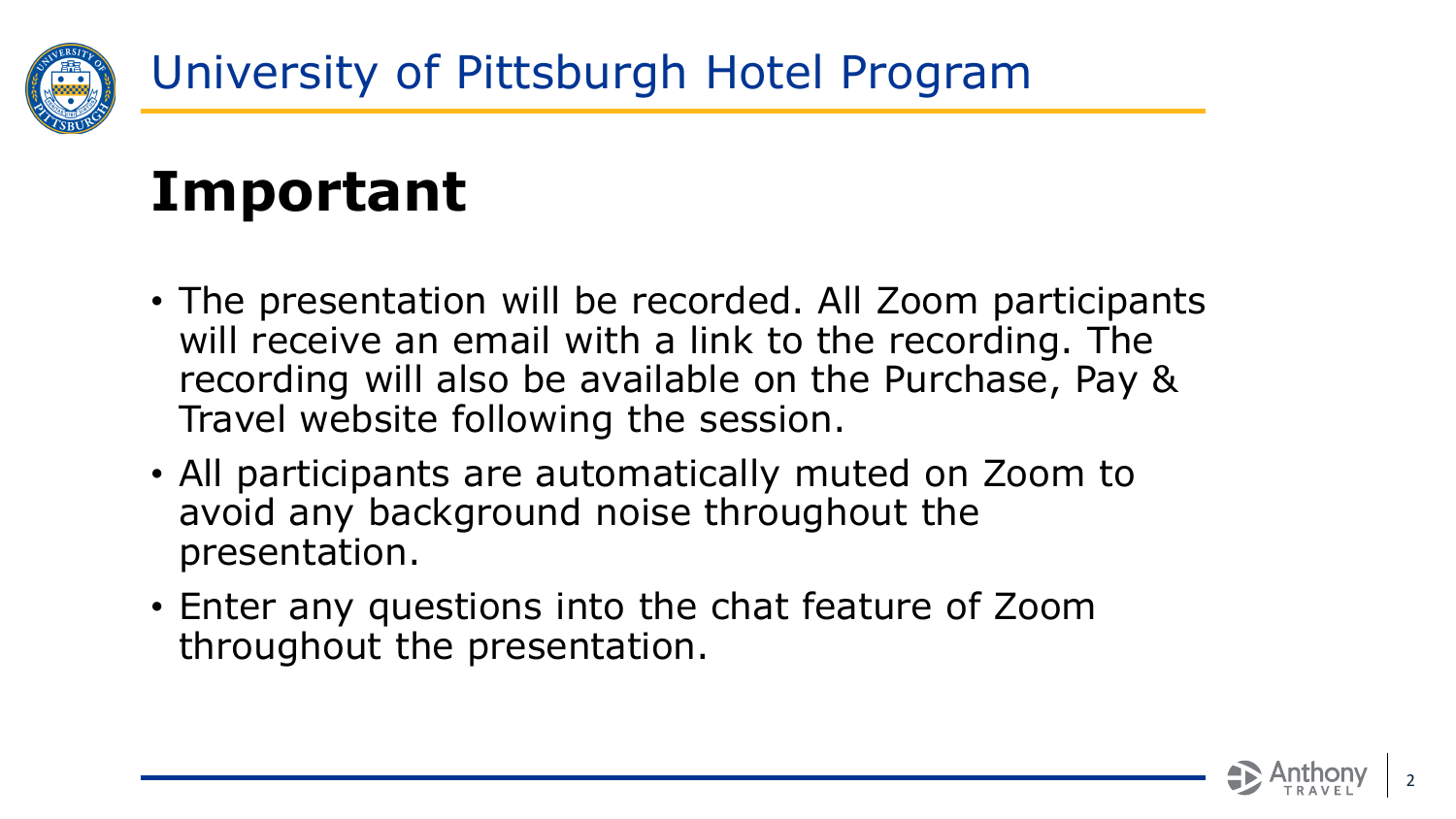# Important

- The presentation will be recorded. All Zoom participants will receive an email with a link to the recording. The recording will also be available on the Purchase, Pay & Travel website following the session.
- All participants are automatically muted on Zoom to avoid any background noise throughout the presentation.
- Enter any questions into the chat feature of Zoom throughout the presentation.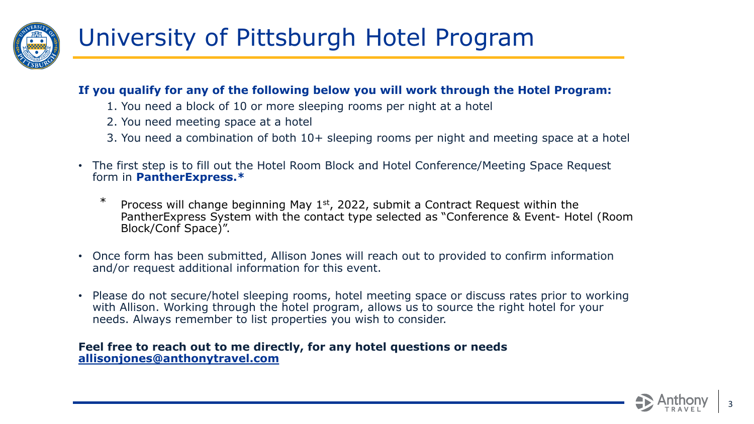# University of Pittsburgh Hotel Program

**If you qualify for any of the following below you will work through the Hotel Program:**

1. You need a block of 10 or more sleeping rooms per night at a hotel
2. You need meeting space at a hotel
3. You need a combination of both 10+ sleeping rooms per night and meeting space at a hotel

- The first step is to fill out the Hotel Room Block and Hotel Conference/Meeting Space Request form in **PantherExpress.***

  * Process will change beginning May 1st, 2022, submit a Contract Request within the PantherExpress System with the contact type selected as "Conference & Event- Hotel (Room Block/Conf Space)".

- Once form has been submitted, Allison Jones will reach out to provided to confirm information and/or request additional information for this event.

- Please do not secure/hotel sleeping rooms, hotel meeting space or discuss rates prior to working with Allison. Working through the hotel program, allows us to source the right hotel for your needs. Always remember to list properties you wish to consider.

**Feel free to reach out to me directly, for any hotel questions or needs**
**allisonjones@anthonytravel.com**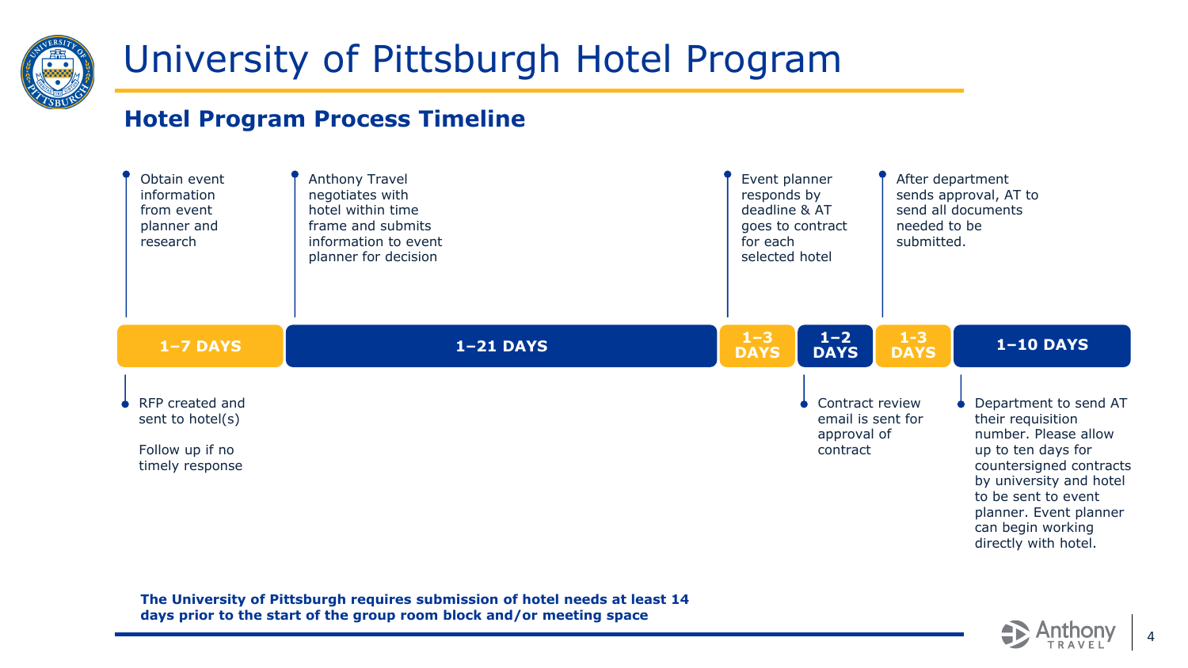# University of Pittsburgh Hotel Program

## Hotel Program Process Timeline

| Duration | Step |
|---|---|
| 1–7 DAYS | Obtain event information from event planner and research. RFP created and sent to hotel(s). Follow up if no timely response |
| 1–21 DAYS | Anthony Travel negotiates with hotel within time frame and submits information to event planner for decision |
| 1–3 DAYS | Event planner responds by deadline & AT goes to contract for each selected hotel |
| 1–2 DAYS | Contract review email is sent for approval of contract |
| 1-3 DAYS | After department sends approval, AT to send all documents needed to be submitted. |
| 1–10 DAYS | Department to send AT their requisition number. Please allow up to ten days for countersigned contracts by university and hotel to be sent to event planner. Event planner can begin working directly with hotel. |

**The University of Pittsburgh requires submission of hotel needs at least 14 days prior to the start of the group room block and/or meeting space**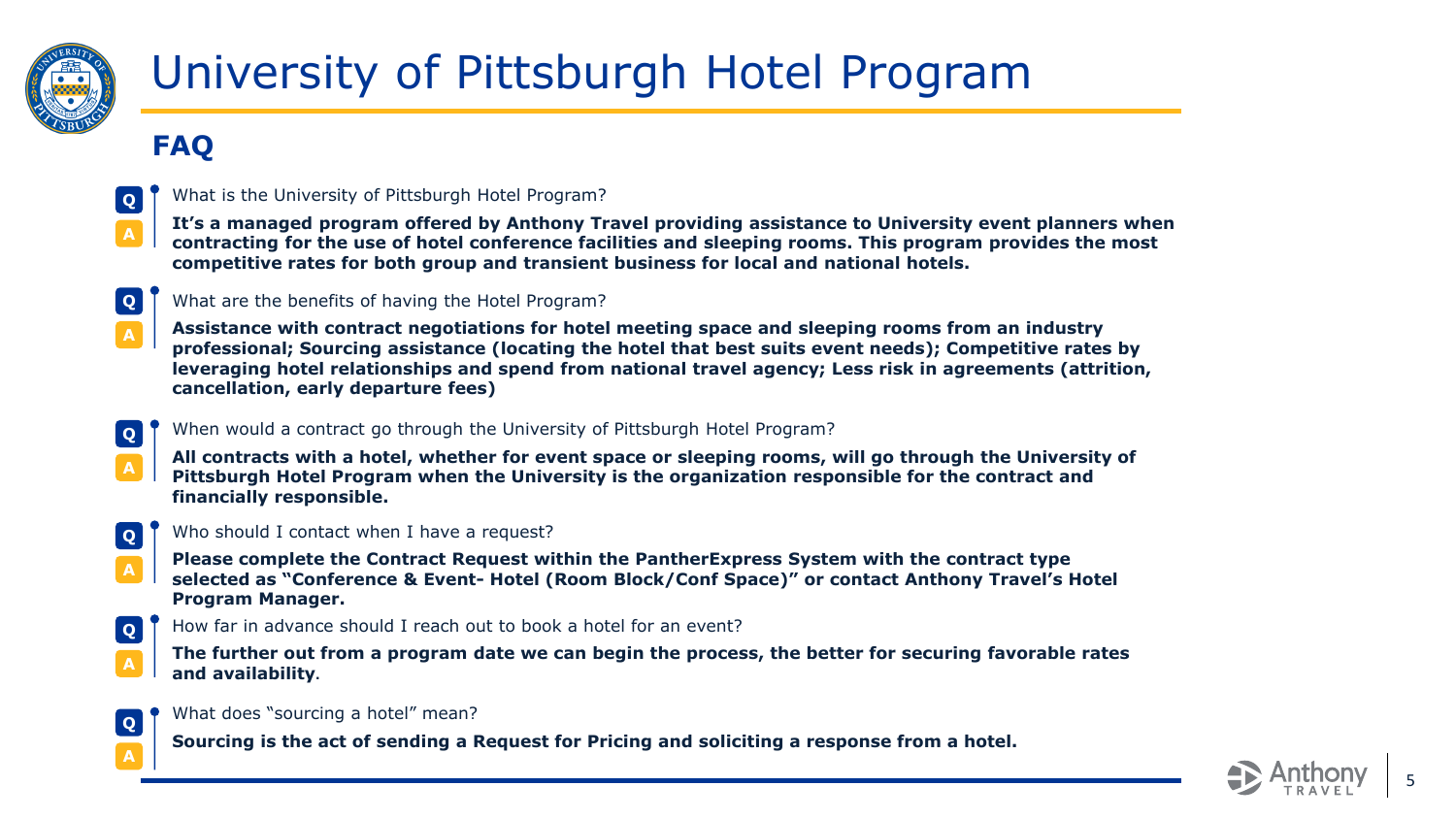# University of Pittsburgh Hotel Program

## FAQ

**Q** What is the University of Pittsburgh Hotel Program?

**A** **It's a managed program offered by Anthony Travel providing assistance to University event planners when contracting for the use of hotel conference facilities and sleeping rooms. This program provides the most competitive rates for both group and transient business for local and national hotels.**

**Q** What are the benefits of having the Hotel Program?

**A** **Assistance with contract negotiations for hotel meeting space and sleeping rooms from an industry professional; Sourcing assistance (locating the hotel that best suits event needs); Competitive rates by leveraging hotel relationships and spend from national travel agency; Less risk in agreements (attrition, cancellation, early departure fees)**

**Q** When would a contract go through the University of Pittsburgh Hotel Program?

**A** **All contracts with a hotel, whether for event space or sleeping rooms, will go through the University of Pittsburgh Hotel Program when the University is the organization responsible for the contract and financially responsible.**

**Q** Who should I contact when I have a request?

**A** **Please complete the Contract Request within the PantherExpress System with the contract type selected as "Conference & Event- Hotel (Room Block/Conf Space)" or contact Anthony Travel's Hotel Program Manager.**

**Q** How far in advance should I reach out to book a hotel for an event?

**A** **The further out from a program date we can begin the process, the better for securing favorable rates and availability**.

**Q** What does "sourcing a hotel" mean?

**A** **Sourcing is the act of sending a Request for Pricing and soliciting a response from a hotel.**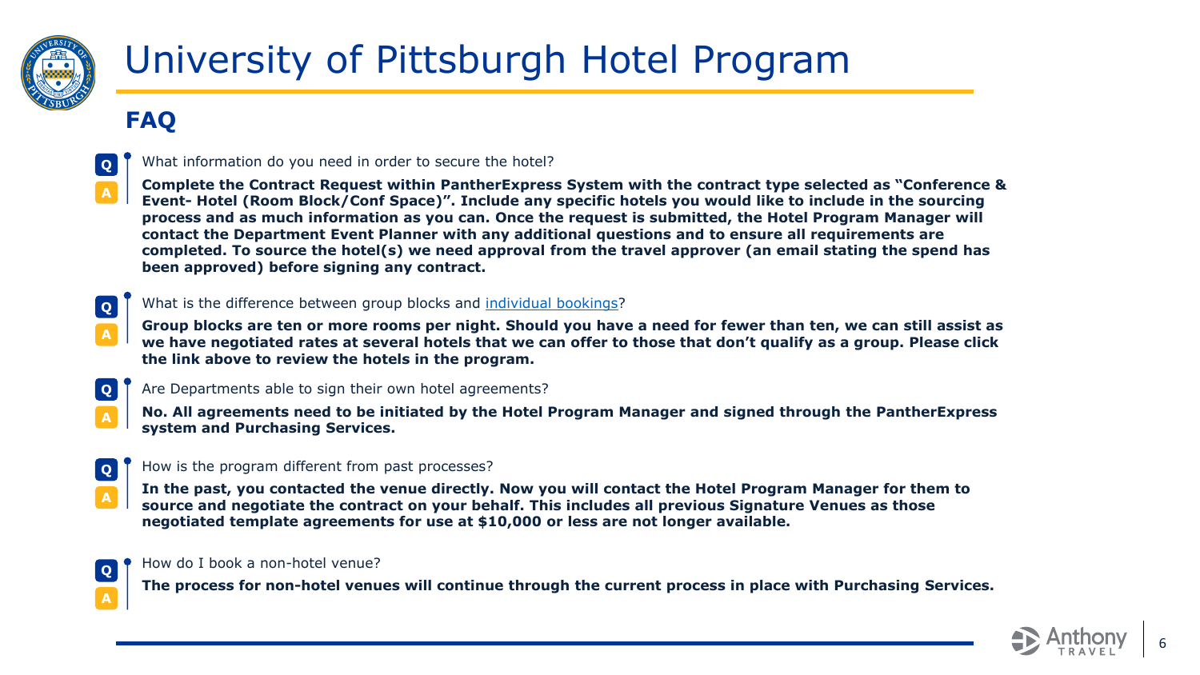# University of Pittsburgh Hotel Program

## FAQ

**Q** What information do you need in order to secure the hotel?

**A** **Complete the Contract Request within PantherExpress System with the contract type selected as "Conference & Event- Hotel (Room Block/Conf Space)". Include any specific hotels you would like to include in the sourcing process and as much information as you can. Once the request is submitted, the Hotel Program Manager will contact the Department Event Planner with any additional questions and to ensure all requirements are completed. To source the hotel(s) we need approval from the travel approver (an email stating the spend has been approved) before signing any contract.**

**Q** What is the difference between group blocks and individual bookings?

**A** **Group blocks are ten or more rooms per night. Should you have a need for fewer than ten, we can still assist as we have negotiated rates at several hotels that we can offer to those that don't qualify as a group. Please click the link above to review the hotels in the program.**

**Q** Are Departments able to sign their own hotel agreements?

**A** **No. All agreements need to be initiated by the Hotel Program Manager and signed through the PantherExpress system and Purchasing Services.**

**Q** How is the program different from past processes?

**A** **In the past, you contacted the venue directly. Now you will contact the Hotel Program Manager for them to source and negotiate the contract on your behalf. This includes all previous Signature Venues as those negotiated template agreements for use at $10,000 or less are not longer available.**

**Q** How do I book a non-hotel venue?

**A** **The process for non-hotel venues will continue through the current process in place with Purchasing Services.**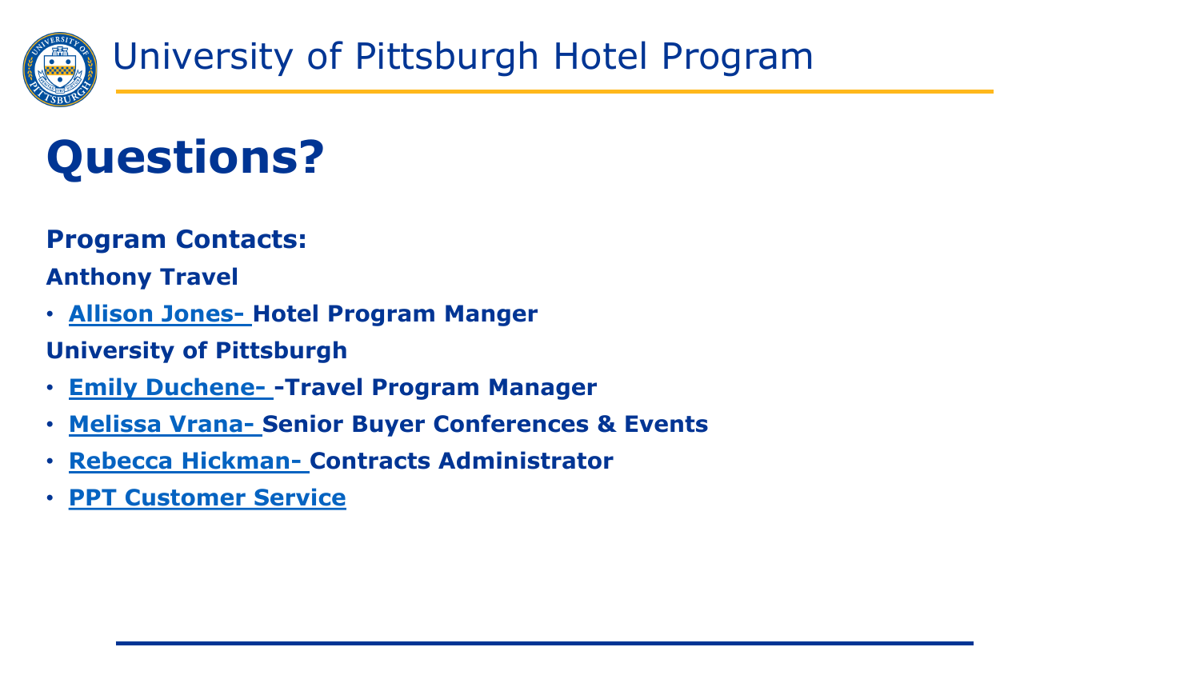# University of Pittsburgh Hotel Program

## Questions?

**Program Contacts:**

**Anthony Travel**

- **Allison Jones- Hotel Program Manger**

**University of Pittsburgh**

- **Emily Duchene- -Travel Program Manager**
- **Melissa Vrana- Senior Buyer Conferences & Events**
- **Rebecca Hickman- Contracts Administrator**
- **PPT Customer Service**